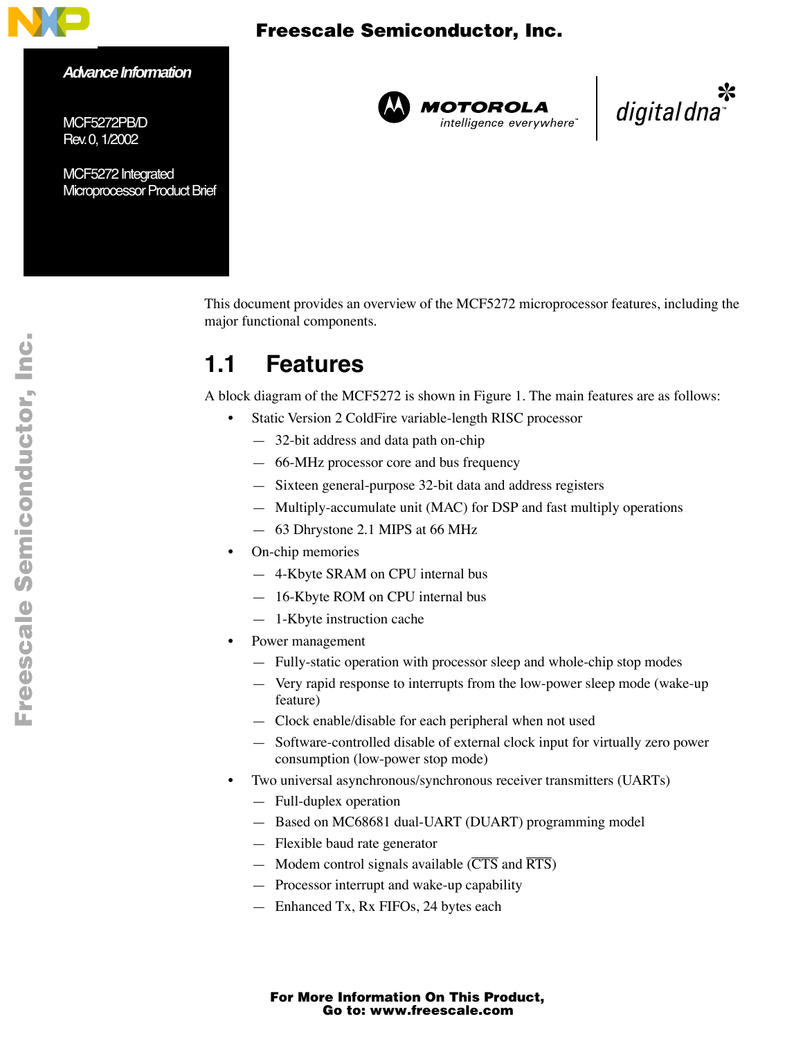*Advance Information*

MCF5272PB/D
Rev. 0, 1/2002

MCF5272 Integrated Microprocessor Product Brief

This document provides an overview of the MCF5272 microprocessor features, including the major functional components.

## 1.1 Features

A block diagram of the MCF5272 is shown in Figure 1. The main features are as follows:

- Static Version 2 ColdFire variable-length RISC processor
  - 32-bit address and data path on-chip
  - 66-MHz processor core and bus frequency
  - Sixteen general-purpose 32-bit data and address registers
  - Multiply-accumulate unit (MAC) for DSP and fast multiply operations
  - 63 Dhrystone 2.1 MIPS at 66 MHz
- On-chip memories
  - 4-Kbyte SRAM on CPU internal bus
  - 16-Kbyte ROM on CPU internal bus
  - 1-Kbyte instruction cache
- Power management
  - Fully-static operation with processor sleep and whole-chip stop modes
  - Very rapid response to interrupts from the low-power sleep mode (wake-up feature)
  - Clock enable/disable for each peripheral when not used
  - Software-controlled disable of external clock input for virtually zero power consumption (low-power stop mode)
- Two universal asynchronous/synchronous receiver transmitters (UARTs)
  - Full-duplex operation
  - Based on MC68681 dual-UART (DUART) programming model
  - Flexible baud rate generator
  - Modem control signals available ($\overline{CTS}$ and $\overline{RTS}$)
  - Processor interrupt and wake-up capability
  - Enhanced Tx, Rx FIFOs, 24 bytes each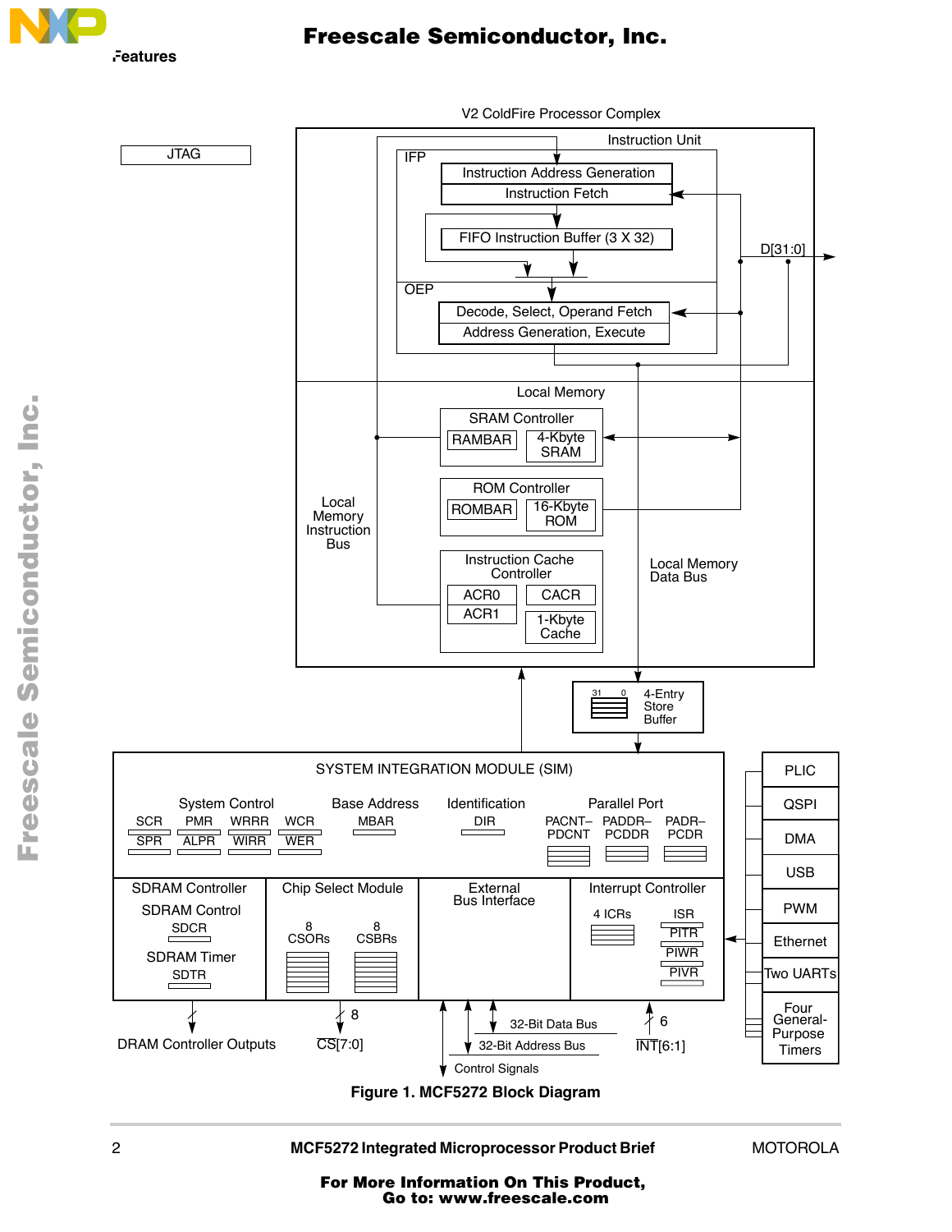**Figure 1. MCF5272 Block Diagram**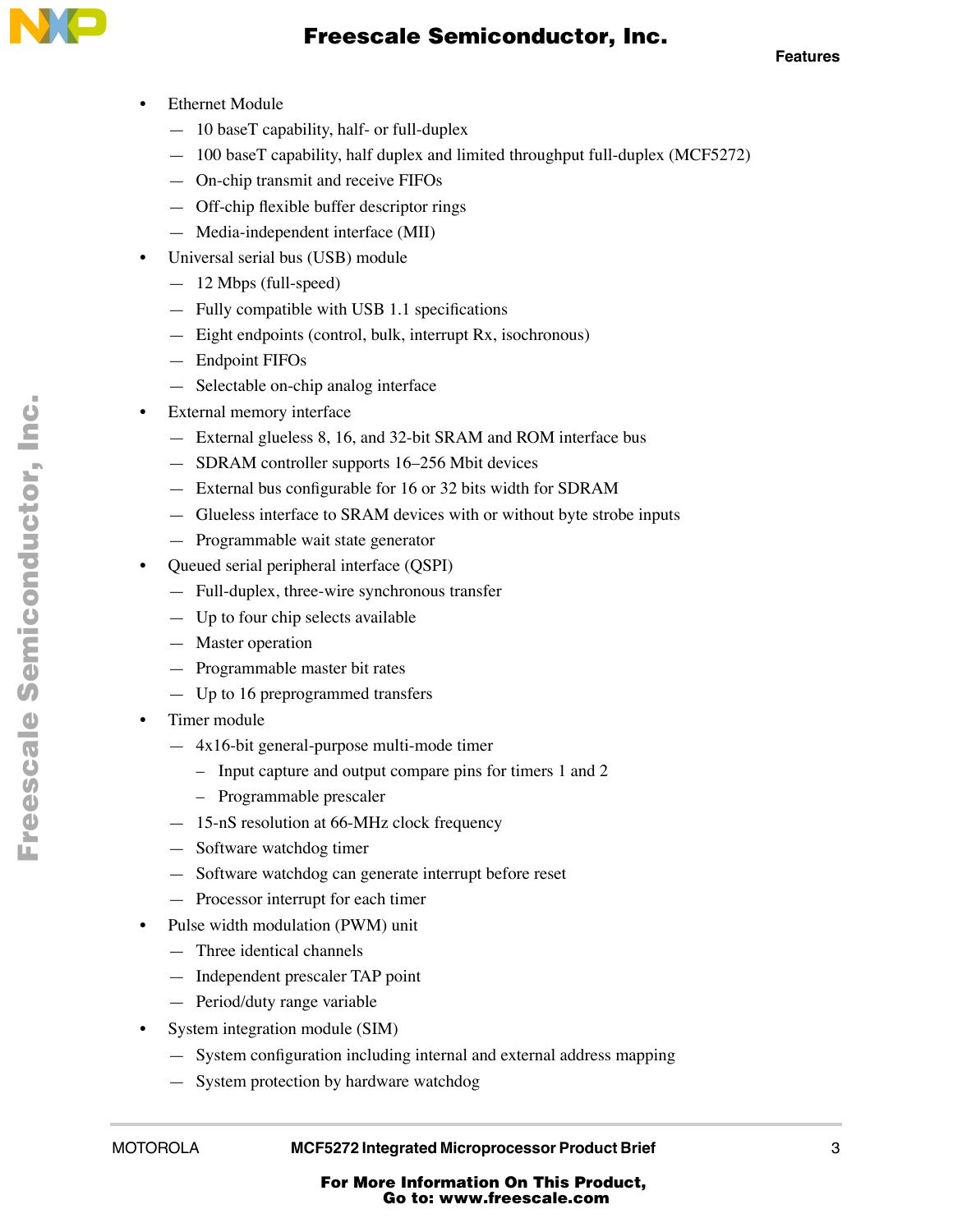- Ethernet Module
  - 10 baseT capability, half- or full-duplex
  - 100 baseT capability, half duplex and limited throughput full-duplex (MCF5272)
  - On-chip transmit and receive FIFOs
  - Off-chip flexible buffer descriptor rings
  - Media-independent interface (MII)
- Universal serial bus (USB) module
  - 12 Mbps (full-speed)
  - Fully compatible with USB 1.1 specifications
  - Eight endpoints (control, bulk, interrupt Rx, isochronous)
  - Endpoint FIFOs
  - Selectable on-chip analog interface
- External memory interface
  - External glueless 8, 16, and 32-bit SRAM and ROM interface bus
  - SDRAM controller supports 16–256 Mbit devices
  - External bus configurable for 16 or 32 bits width for SDRAM
  - Glueless interface to SRAM devices with or without byte strobe inputs
  - Programmable wait state generator
- Queued serial peripheral interface (QSPI)
  - Full-duplex, three-wire synchronous transfer
  - Up to four chip selects available
  - Master operation
  - Programmable master bit rates
  - Up to 16 preprogrammed transfers
- Timer module
  - 4x16-bit general-purpose multi-mode timer
    - Input capture and output compare pins for timers 1 and 2
    - Programmable prescaler
  - 15-nS resolution at 66-MHz clock frequency
  - Software watchdog timer
  - Software watchdog can generate interrupt before reset
  - Processor interrupt for each timer
- Pulse width modulation (PWM) unit
  - Three identical channels
  - Independent prescaler TAP point
  - Period/duty range variable
- System integration module (SIM)
  - System configuration including internal and external address mapping
  - System protection by hardware watchdog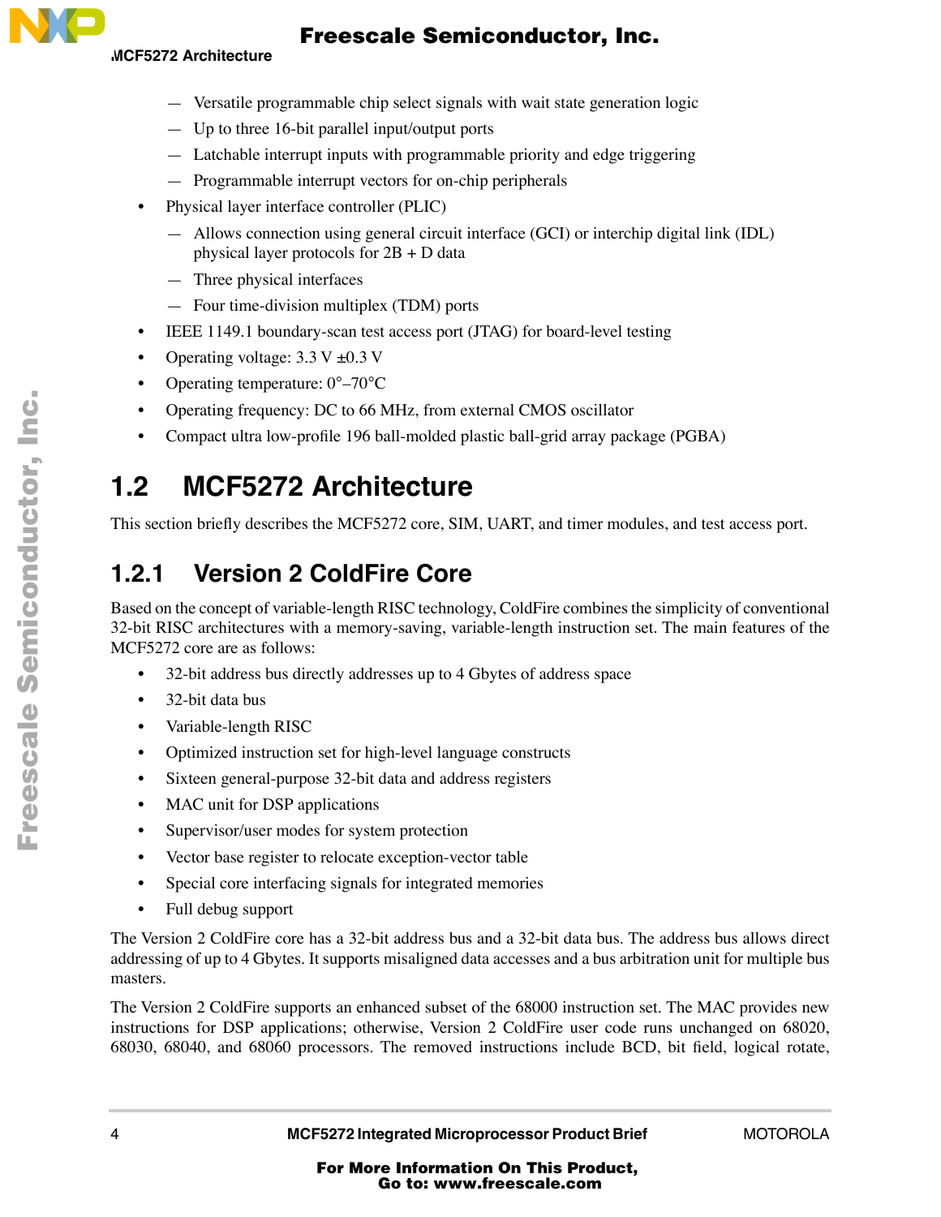- Versatile programmable chip select signals with wait state generation logic
  - Up to three 16-bit parallel input/output ports
  - Latchable interrupt inputs with programmable priority and edge triggering
  - Programmable interrupt vectors for on-chip peripherals
- Physical layer interface controller (PLIC)
  - Allows connection using general circuit interface (GCI) or interchip digital link (IDL) physical layer protocols for 2B + D data
  - Three physical interfaces
  - Four time-division multiplex (TDM) ports
- IEEE 1149.1 boundary-scan test access port (JTAG) for board-level testing
- Operating voltage: 3.3 V ±0.3 V
- Operating temperature: 0°–70°C
- Operating frequency: DC to 66 MHz, from external CMOS oscillator
- Compact ultra low-profile 196 ball-molded plastic ball-grid array package (PGBA)

## 1.2 MCF5272 Architecture

This section briefly describes the MCF5272 core, SIM, UART, and timer modules, and test access port.

### 1.2.1 Version 2 ColdFire Core

Based on the concept of variable-length RISC technology, ColdFire combines the simplicity of conventional 32-bit RISC architectures with a memory-saving, variable-length instruction set. The main features of the MCF5272 core are as follows:

- 32-bit address bus directly addresses up to 4 Gbytes of address space
- 32-bit data bus
- Variable-length RISC
- Optimized instruction set for high-level language constructs
- Sixteen general-purpose 32-bit data and address registers
- MAC unit for DSP applications
- Supervisor/user modes for system protection
- Vector base register to relocate exception-vector table
- Special core interfacing signals for integrated memories
- Full debug support

The Version 2 ColdFire core has a 32-bit address bus and a 32-bit data bus. The address bus allows direct addressing of up to 4 Gbytes. It supports misaligned data accesses and a bus arbitration unit for multiple bus masters.

The Version 2 ColdFire supports an enhanced subset of the 68000 instruction set. The MAC provides new instructions for DSP applications; otherwise, Version 2 ColdFire user code runs unchanged on 68020, 68030, 68040, and 68060 processors. The removed instructions include BCD, bit field, logical rotate,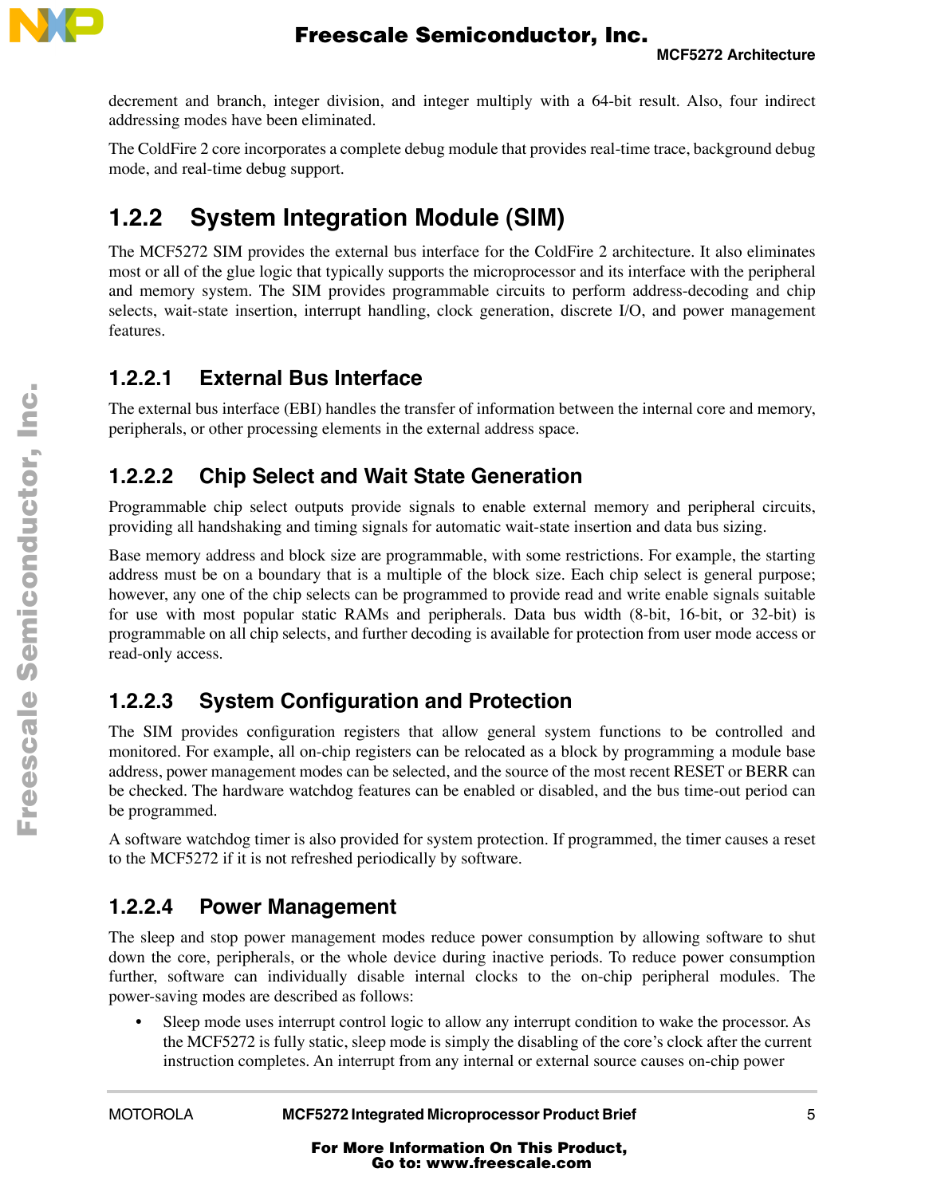decrement and branch, integer division, and integer multiply with a 64-bit result. Also, four indirect addressing modes have been eliminated.

The ColdFire 2 core incorporates a complete debug module that provides real-time trace, background debug mode, and real-time debug support.

## 1.2.2 System Integration Module (SIM)

The MCF5272 SIM provides the external bus interface for the ColdFire 2 architecture. It also eliminates most or all of the glue logic that typically supports the microprocessor and its interface with the peripheral and memory system. The SIM provides programmable circuits to perform address-decoding and chip selects, wait-state insertion, interrupt handling, clock generation, discrete I/O, and power management features.

### 1.2.2.1 External Bus Interface

The external bus interface (EBI) handles the transfer of information between the internal core and memory, peripherals, or other processing elements in the external address space.

### 1.2.2.2 Chip Select and Wait State Generation

Programmable chip select outputs provide signals to enable external memory and peripheral circuits, providing all handshaking and timing signals for automatic wait-state insertion and data bus sizing.

Base memory address and block size are programmable, with some restrictions. For example, the starting address must be on a boundary that is a multiple of the block size. Each chip select is general purpose; however, any one of the chip selects can be programmed to provide read and write enable signals suitable for use with most popular static RAMs and peripherals. Data bus width (8-bit, 16-bit, or 32-bit) is programmable on all chip selects, and further decoding is available for protection from user mode access or read-only access.

### 1.2.2.3 System Configuration and Protection

The SIM provides configuration registers that allow general system functions to be controlled and monitored. For example, all on-chip registers can be relocated as a block by programming a module base address, power management modes can be selected, and the source of the most recent RESET or BERR can be checked. The hardware watchdog features can be enabled or disabled, and the bus time-out period can be programmed.

A software watchdog timer is also provided for system protection. If programmed, the timer causes a reset to the MCF5272 if it is not refreshed periodically by software.

### 1.2.2.4 Power Management

The sleep and stop power management modes reduce power consumption by allowing software to shut down the core, peripherals, or the whole device during inactive periods. To reduce power consumption further, software can individually disable internal clocks to the on-chip peripheral modules. The power-saving modes are described as follows:

- Sleep mode uses interrupt control logic to allow any interrupt condition to wake the processor. As the MCF5272 is fully static, sleep mode is simply the disabling of the core's clock after the current instruction completes. An interrupt from any internal or external source causes on-chip power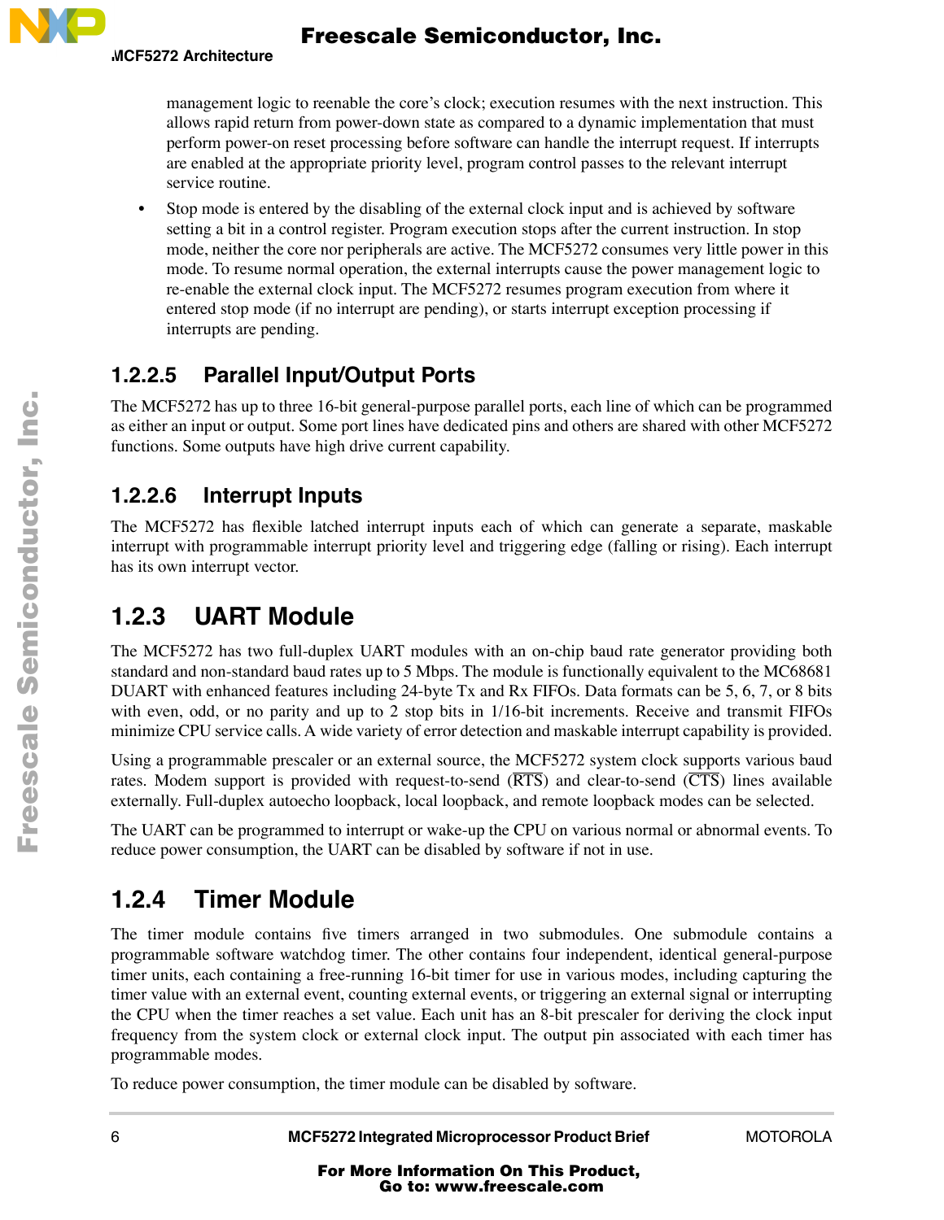management logic to reenable the core's clock; execution resumes with the next instruction. This allows rapid return from power-down state as compared to a dynamic implementation that must perform power-on reset processing before software can handle the interrupt request. If interrupts are enabled at the appropriate priority level, program control passes to the relevant interrupt service routine.

- Stop mode is entered by the disabling of the external clock input and is achieved by software setting a bit in a control register. Program execution stops after the current instruction. In stop mode, neither the core nor peripherals are active. The MCF5272 consumes very little power in this mode. To resume normal operation, the external interrupts cause the power management logic to re-enable the external clock input. The MCF5272 resumes program execution from where it entered stop mode (if no interrupt are pending), or starts interrupt exception processing if interrupts are pending.

#### 1.2.2.5 Parallel Input/Output Ports

The MCF5272 has up to three 16-bit general-purpose parallel ports, each line of which can be programmed as either an input or output. Some port lines have dedicated pins and others are shared with other MCF5272 functions. Some outputs have high drive current capability.

#### 1.2.2.6 Interrupt Inputs

The MCF5272 has flexible latched interrupt inputs each of which can generate a separate, maskable interrupt with programmable interrupt priority level and triggering edge (falling or rising). Each interrupt has its own interrupt vector.

### 1.2.3 UART Module

The MCF5272 has two full-duplex UART modules with an on-chip baud rate generator providing both standard and non-standard baud rates up to 5 Mbps. The module is functionally equivalent to the MC68681 DUART with enhanced features including 24-byte Tx and Rx FIFOs. Data formats can be 5, 6, 7, or 8 bits with even, odd, or no parity and up to 2 stop bits in 1/16-bit increments. Receive and transmit FIFOs minimize CPU service calls. A wide variety of error detection and maskable interrupt capability is provided.

Using a programmable prescaler or an external source, the MCF5272 system clock supports various baud rates. Modem support is provided with request-to-send ($\overline{\text{RTS}}$) and clear-to-send ($\overline{\text{CTS}}$) lines available externally. Full-duplex autoecho loopback, local loopback, and remote loopback modes can be selected.

The UART can be programmed to interrupt or wake-up the CPU on various normal or abnormal events. To reduce power consumption, the UART can be disabled by software if not in use.

### 1.2.4 Timer Module

The timer module contains five timers arranged in two submodules. One submodule contains a programmable software watchdog timer. The other contains four independent, identical general-purpose timer units, each containing a free-running 16-bit timer for use in various modes, including capturing the timer value with an external event, counting external events, or triggering an external signal or interrupting the CPU when the timer reaches a set value. Each unit has an 8-bit prescaler for deriving the clock input frequency from the system clock or external clock input. The output pin associated with each timer has programmable modes.

To reduce power consumption, the timer module can be disabled by software.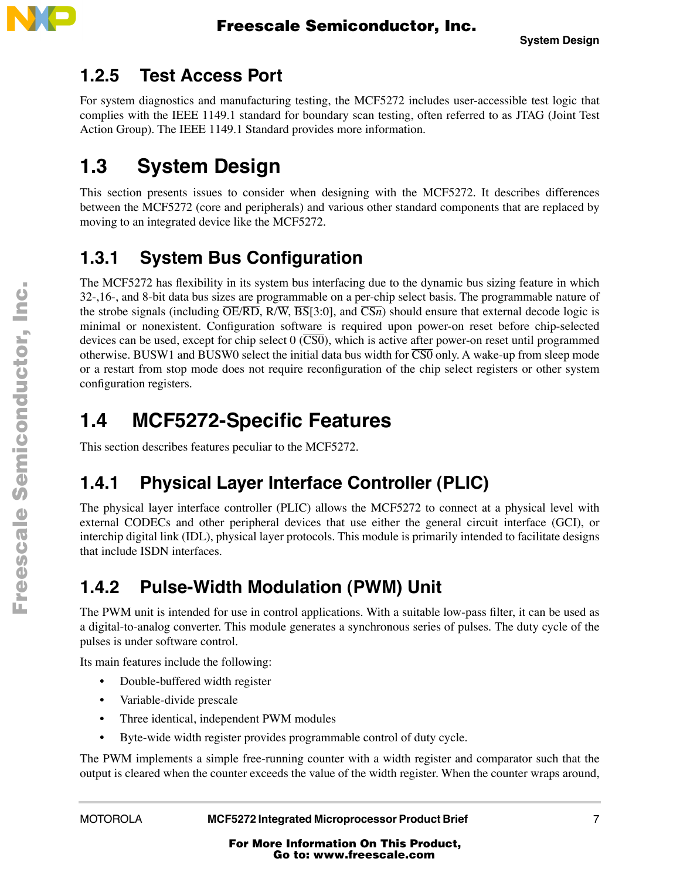### 1.2.5 Test Access Port

For system diagnostics and manufacturing testing, the MCF5272 includes user-accessible test logic that complies with the IEEE 1149.1 standard for boundary scan testing, often referred to as JTAG (Joint Test Action Group). The IEEE 1149.1 Standard provides more information.

## 1.3 System Design

This section presents issues to consider when designing with the MCF5272. It describes differences between the MCF5272 (core and peripherals) and various other standard components that are replaced by moving to an integrated device like the MCF5272.

### 1.3.1 System Bus Configuration

The MCF5272 has flexibility in its system bus interfacing due to the dynamic bus sizing feature in which 32-,16-, and 8-bit data bus sizes are programmable on a per-chip select basis. The programmable nature of the strobe signals (including $\overline{\text{OE}}/\overline{\text{RD}}$, R/$\overline{\text{W}}$, $\overline{\text{BS}}$[3:0], and $\overline{\text{CS}n}$) should ensure that external decode logic is minimal or nonexistent. Configuration software is required upon power-on reset before chip-selected devices can be used, except for chip select 0 ($\overline{\text{CS0}}$), which is active after power-on reset until programmed otherwise. BUSW1 and BUSW0 select the initial data bus width for $\overline{\text{CS0}}$ only. A wake-up from sleep mode or a restart from stop mode does not require reconfiguration of the chip select registers or other system configuration registers.

## 1.4 MCF5272-Specific Features

This section describes features peculiar to the MCF5272.

### 1.4.1 Physical Layer Interface Controller (PLIC)

The physical layer interface controller (PLIC) allows the MCF5272 to connect at a physical level with external CODECs and other peripheral devices that use either the general circuit interface (GCI), or interchip digital link (IDL), physical layer protocols. This module is primarily intended to facilitate designs that include ISDN interfaces.

### 1.4.2 Pulse-Width Modulation (PWM) Unit

The PWM unit is intended for use in control applications. With a suitable low-pass filter, it can be used as a digital-to-analog converter. This module generates a synchronous series of pulses. The duty cycle of the pulses is under software control.

Its main features include the following:

- Double-buffered width register
- Variable-divide prescale
- Three identical, independent PWM modules
- Byte-wide width register provides programmable control of duty cycle.

The PWM implements a simple free-running counter with a width register and comparator such that the output is cleared when the counter exceeds the value of the width register. When the counter wraps around,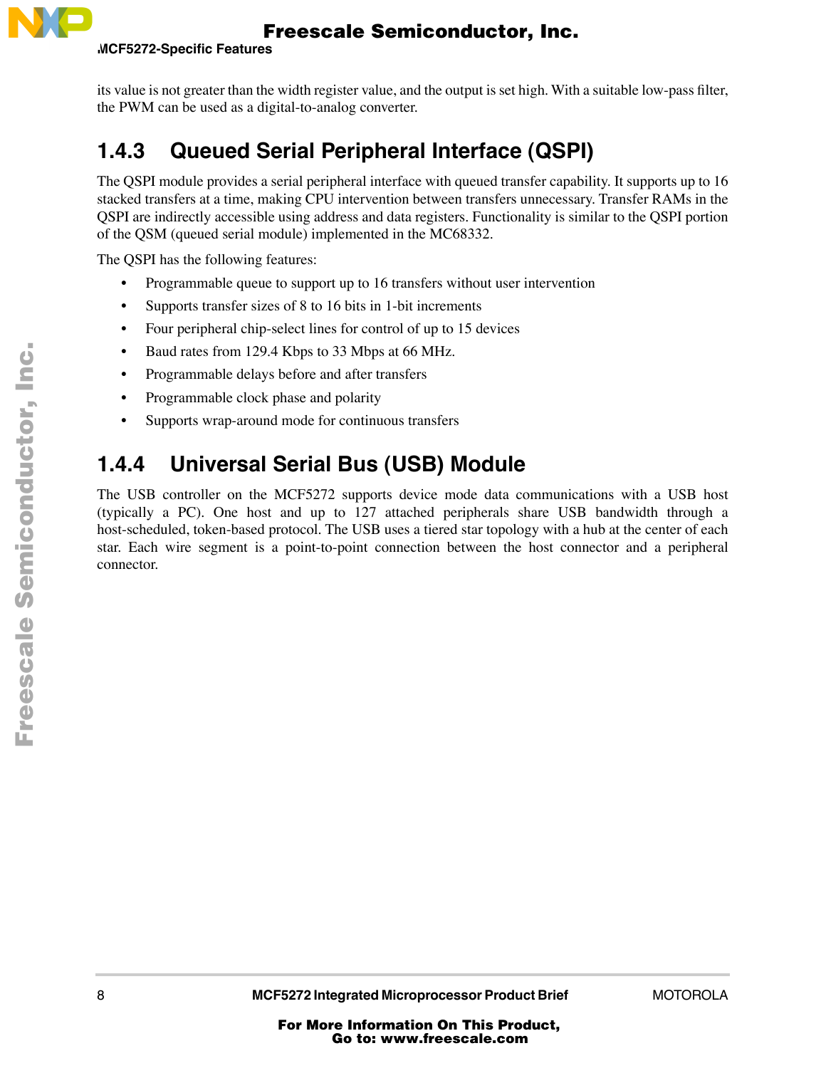its value is not greater than the width register value, and the output is set high. With a suitable low-pass filter, the PWM can be used as a digital-to-analog converter.

### 1.4.3 Queued Serial Peripheral Interface (QSPI)

The QSPI module provides a serial peripheral interface with queued transfer capability. It supports up to 16 stacked transfers at a time, making CPU intervention between transfers unnecessary. Transfer RAMs in the QSPI are indirectly accessible using address and data registers. Functionality is similar to the QSPI portion of the QSM (queued serial module) implemented in the MC68332.

The QSPI has the following features:

- Programmable queue to support up to 16 transfers without user intervention
- Supports transfer sizes of 8 to 16 bits in 1-bit increments
- Four peripheral chip-select lines for control of up to 15 devices
- Baud rates from 129.4 Kbps to 33 Mbps at 66 MHz.
- Programmable delays before and after transfers
- Programmable clock phase and polarity
- Supports wrap-around mode for continuous transfers

### 1.4.4 Universal Serial Bus (USB) Module

The USB controller on the MCF5272 supports device mode data communications with a USB host (typically a PC). One host and up to 127 attached peripherals share USB bandwidth through a host-scheduled, token-based protocol. The USB uses a tiered star topology with a hub at the center of each star. Each wire segment is a point-to-point connection between the host connector and a peripheral connector.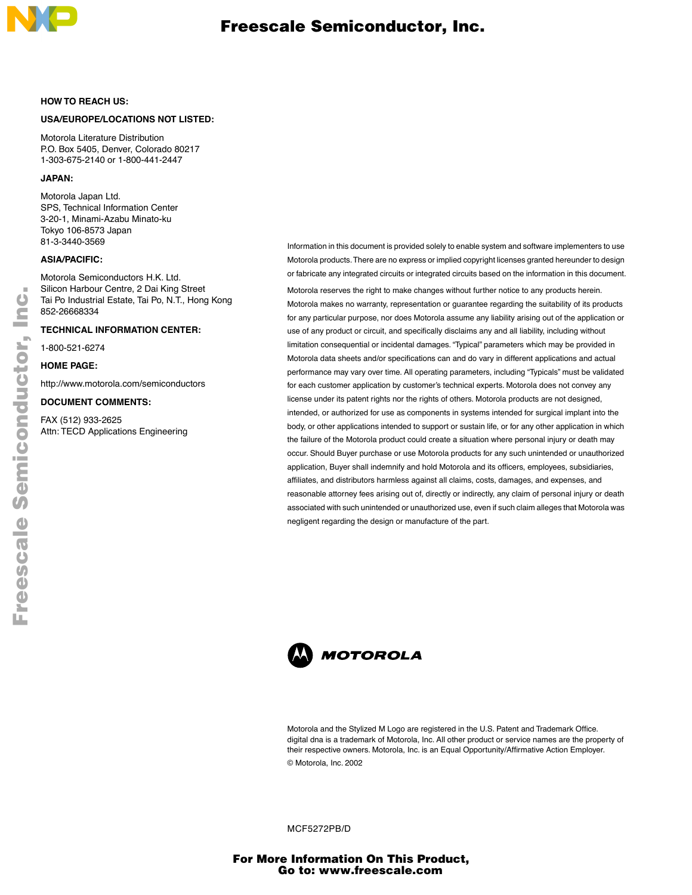**HOW TO REACH US:**

**USA/EUROPE/LOCATIONS NOT LISTED:**

Motorola Literature Distribution
P.O. Box 5405, Denver, Colorado 80217
1-303-675-2140 or 1-800-441-2447

**JAPAN:**

Motorola Japan Ltd.
SPS, Technical Information Center
3-20-1, Minami-Azabu Minato-ku
Tokyo 106-8573 Japan
81-3-3440-3569

**ASIA/PACIFIC:**

Motorola Semiconductors H.K. Ltd.
Silicon Harbour Centre, 2 Dai King Street
Tai Po Industrial Estate, Tai Po, N.T., Hong Kong
852-26668334

**TECHNICAL INFORMATION CENTER:**

1-800-521-6274

**HOME PAGE:**

http://www.motorola.com/semiconductors

**DOCUMENT COMMENTS:**

FAX (512) 933-2625
Attn: TECD Applications Engineering

Information in this document is provided solely to enable system and software implementers to use Motorola products. There are no express or implied copyright licenses granted hereunder to design or fabricate any integrated circuits or integrated circuits based on the information in this document.

Motorola reserves the right to make changes without further notice to any products herein. Motorola makes no warranty, representation or guarantee regarding the suitability of its products for any particular purpose, nor does Motorola assume any liability arising out of the application or use of any product or circuit, and specifically disclaims any and all liability, including without limitation consequential or incidental damages. "Typical" parameters which may be provided in Motorola data sheets and/or specifications can and do vary in different applications and actual performance may vary over time. All operating parameters, including "Typicals" must be validated for each customer application by customer's technical experts. Motorola does not convey any license under its patent rights nor the rights of others. Motorola products are not designed, intended, or authorized for use as components in systems intended for surgical implant into the body, or other applications intended to support or sustain life, or for any other application in which the failure of the Motorola product could create a situation where personal injury or death may occur. Should Buyer purchase or use Motorola products for any such unintended or unauthorized application, Buyer shall indemnify and hold Motorola and its officers, employees, subsidiaries, affiliates, and distributors harmless against all claims, costs, damages, and expenses, and reasonable attorney fees arising out of, directly or indirectly, any claim of personal injury or death associated with such unintended or unauthorized use, even if such claim alleges that Motorola was negligent regarding the design or manufacture of the part.

MOTOROLA

Motorola and the Stylized M Logo are registered in the U.S. Patent and Trademark Office. digital dna is a trademark of Motorola, Inc. All other product or service names are the property of their respective owners. Motorola, Inc. is an Equal Opportunity/Affirmative Action Employer.

© Motorola, Inc. 2002

MCF5272PB/D

**For More Information On This Product,**
**Go to: www.freescale.com**